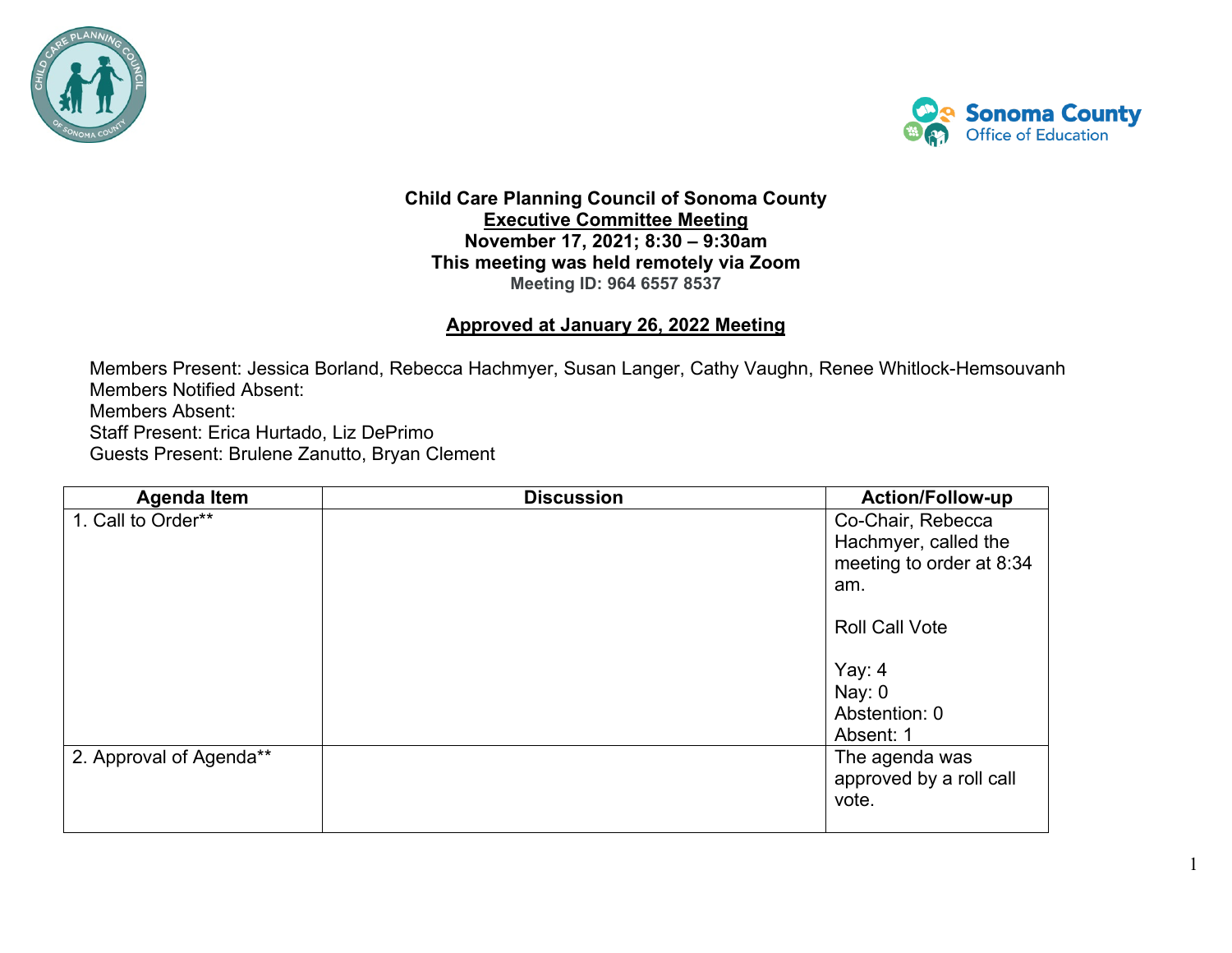# Child Care Planning Council of Sonoma County

## Executive Committee Meeting

**November 17, 2021; 8:30 – 9:30am**

**This meeting was held remotely via Zoom**

**Meeting ID: 964 6557 8537**

**Approved at January 26, 2022 Meeting**

Members Present: Jessica Borland, Rebecca Hachmyer, Susan Langer, Cathy Vaughn, Renee Whitlock-Hemsouvanh
Members Notified Absent:
Members Absent:
Staff Present: Erica Hurtado, Liz DePrimo
Guests Present: Brulene Zanutto, Bryan Clement

| Agenda Item | Discussion | Action/Follow-up |
| --- | --- | --- |
| 1. Call to Order** | | Co-Chair, Rebecca Hachmyer, called the meeting to order at 8:34 am.<br><br>Roll Call Vote<br><br>Yay: 4<br>Nay: 0<br>Abstention: 0<br>Absent: 1 |
| 2. Approval of Agenda** | | The agenda was approved by a roll call vote. |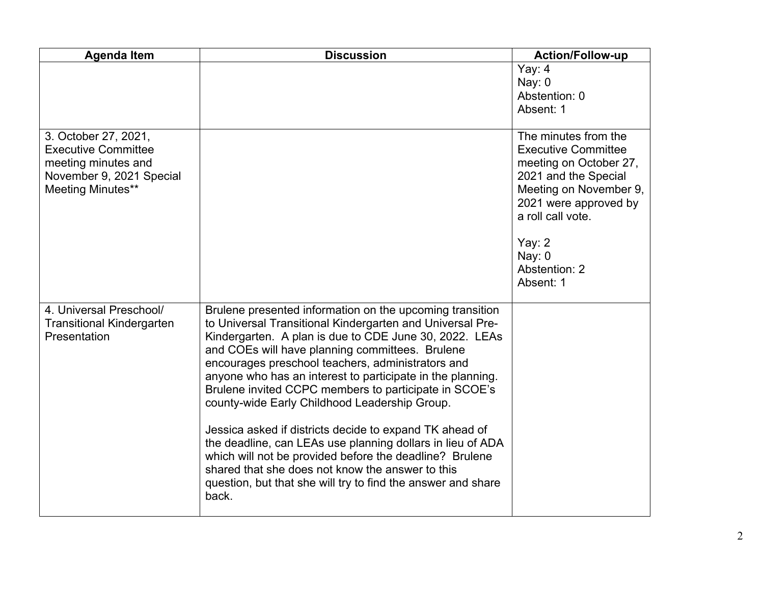| Agenda Item | Discussion | Action/Follow-up |
| --- | --- | --- |
| | | Yay: 4<br>Nay: 0<br>Abstention: 0<br>Absent: 1 |
| 3. October 27, 2021, Executive Committee meeting minutes and November 9, 2021 Special Meeting Minutes** | | The minutes from the Executive Committee meeting on October 27, 2021 and the Special Meeting on November 9, 2021 were approved by a roll call vote.<br><br>Yay: 2<br>Nay: 0<br>Abstention: 2<br>Absent: 1 |
| 4. Universal Preschool/ Transitional Kindergarten Presentation | Brulene presented information on the upcoming transition to Universal Transitional Kindergarten and Universal Pre-Kindergarten. A plan is due to CDE June 30, 2022. LEAs and COEs will have planning committees. Brulene encourages preschool teachers, administrators and anyone who has an interest to participate in the planning. Brulene invited CCPC members to participate in SCOE's county-wide Early Childhood Leadership Group.<br><br>Jessica asked if districts decide to expand TK ahead of the deadline, can LEAs use planning dollars in lieu of ADA which will not be provided before the deadline? Brulene shared that she does not know the answer to this question, but that she will try to find the answer and share back. | |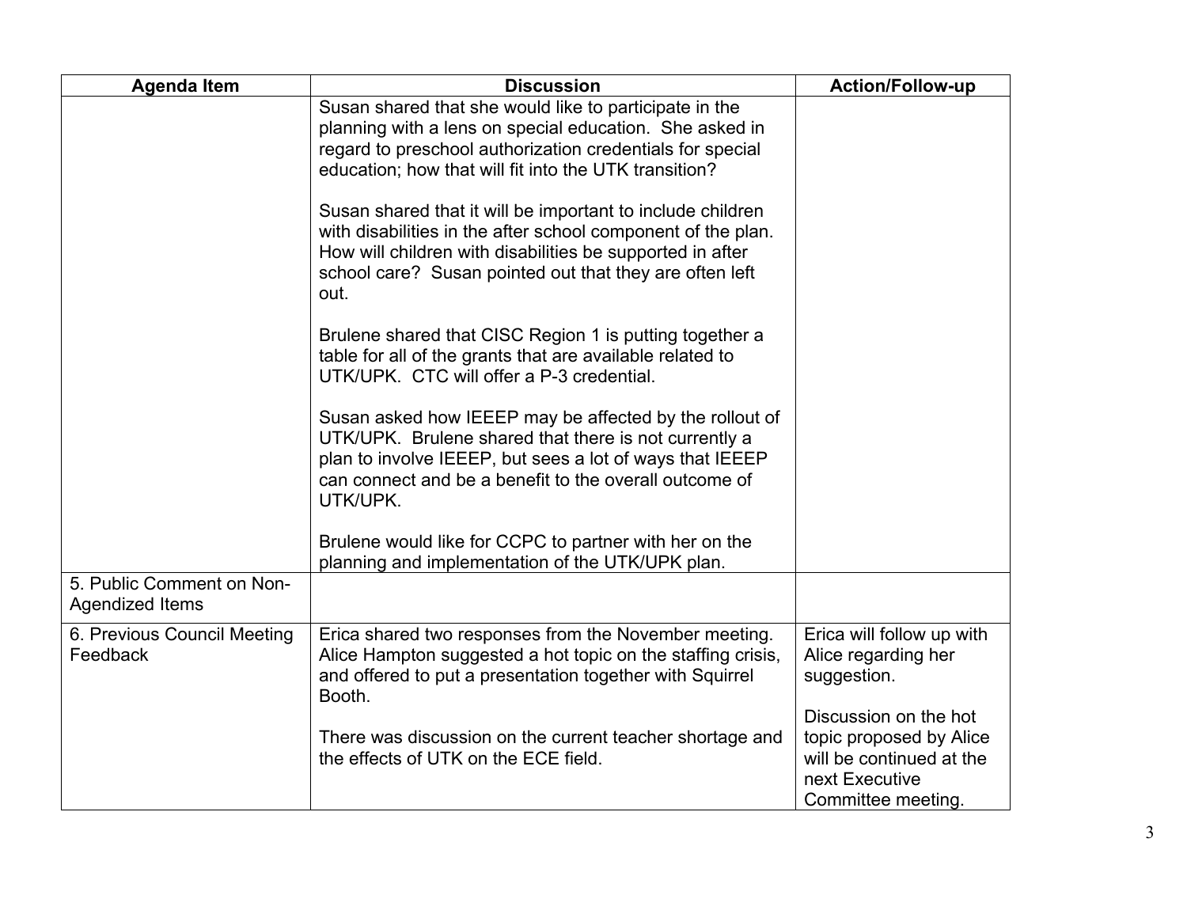| Agenda Item | Discussion | Action/Follow-up |
|---|---|---|
| | Susan shared that she would like to participate in the planning with a lens on special education. She asked in regard to preschool authorization credentials for special education; how that will fit into the UTK transition?<br><br>Susan shared that it will be important to include children with disabilities in the after school component of the plan. How will children with disabilities be supported in after school care? Susan pointed out that they are often left out.<br><br>Brulene shared that CISC Region 1 is putting together a table for all of the grants that are available related to UTK/UPK. CTC will offer a P-3 credential.<br><br>Susan asked how IEEEP may be affected by the rollout of UTK/UPK. Brulene shared that there is not currently a plan to involve IEEEP, but sees a lot of ways that IEEEP can connect and be a benefit to the overall outcome of UTK/UPK.<br><br>Brulene would like for CCPC to partner with her on the planning and implementation of the UTK/UPK plan. | |
| 5. Public Comment on Non-Agendized Items | | |
| 6. Previous Council Meeting Feedback | Erica shared two responses from the November meeting. Alice Hampton suggested a hot topic on the staffing crisis, and offered to put a presentation together with Squirrel Booth.<br><br>There was discussion on the current teacher shortage and the effects of UTK on the ECE field. | Erica will follow up with Alice regarding her suggestion.<br><br>Discussion on the hot topic proposed by Alice will be continued at the next Executive Committee meeting. |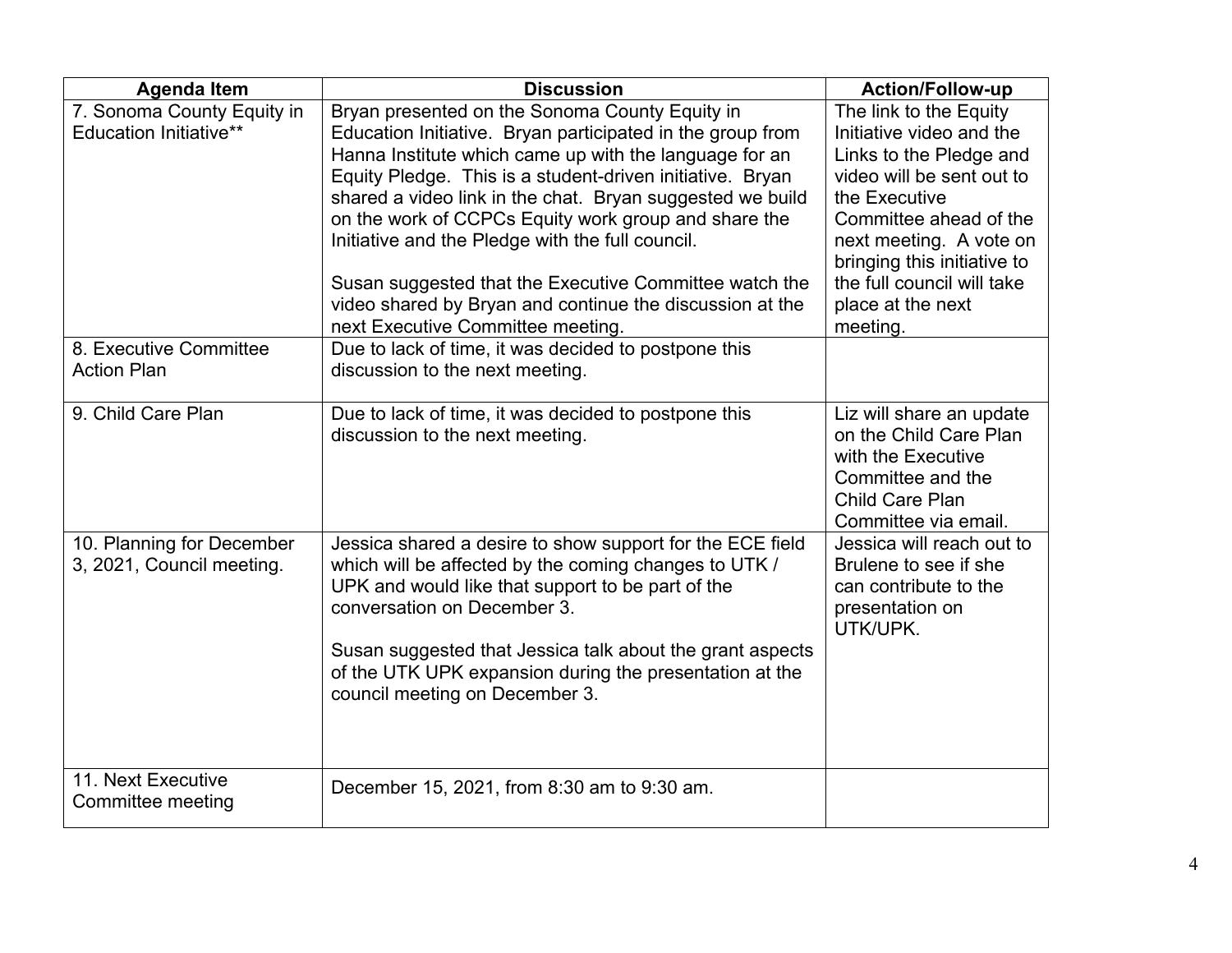| Agenda Item | Discussion | Action/Follow-up |
|---|---|---|
| 7. Sonoma County Equity in Education Initiative** | Bryan presented on the Sonoma County Equity in Education Initiative. Bryan participated in the group from Hanna Institute which came up with the language for an Equity Pledge. This is a student-driven initiative. Bryan shared a video link in the chat. Bryan suggested we build on the work of CCPCs Equity work group and share the Initiative and the Pledge with the full council.<br><br>Susan suggested that the Executive Committee watch the video shared by Bryan and continue the discussion at the next Executive Committee meeting. | The link to the Equity Initiative video and the Links to the Pledge and video will be sent out to the Executive Committee ahead of the next meeting. A vote on bringing this initiative to the full council will take place at the next meeting. |
| 8. Executive Committee Action Plan | Due to lack of time, it was decided to postpone this discussion to the next meeting. | |
| 9. Child Care Plan | Due to lack of time, it was decided to postpone this discussion to the next meeting. | Liz will share an update on the Child Care Plan with the Executive Committee and the Child Care Plan Committee via email. |
| 10. Planning for December 3, 2021, Council meeting. | Jessica shared a desire to show support for the ECE field which will be affected by the coming changes to UTK / UPK and would like that support to be part of the conversation on December 3.<br><br>Susan suggested that Jessica talk about the grant aspects of the UTK UPK expansion during the presentation at the council meeting on December 3. | Jessica will reach out to Brulene to see if she can contribute to the presentation on UTK/UPK. |
| 11. Next Executive Committee meeting | December 15, 2021, from 8:30 am to 9:30 am. | |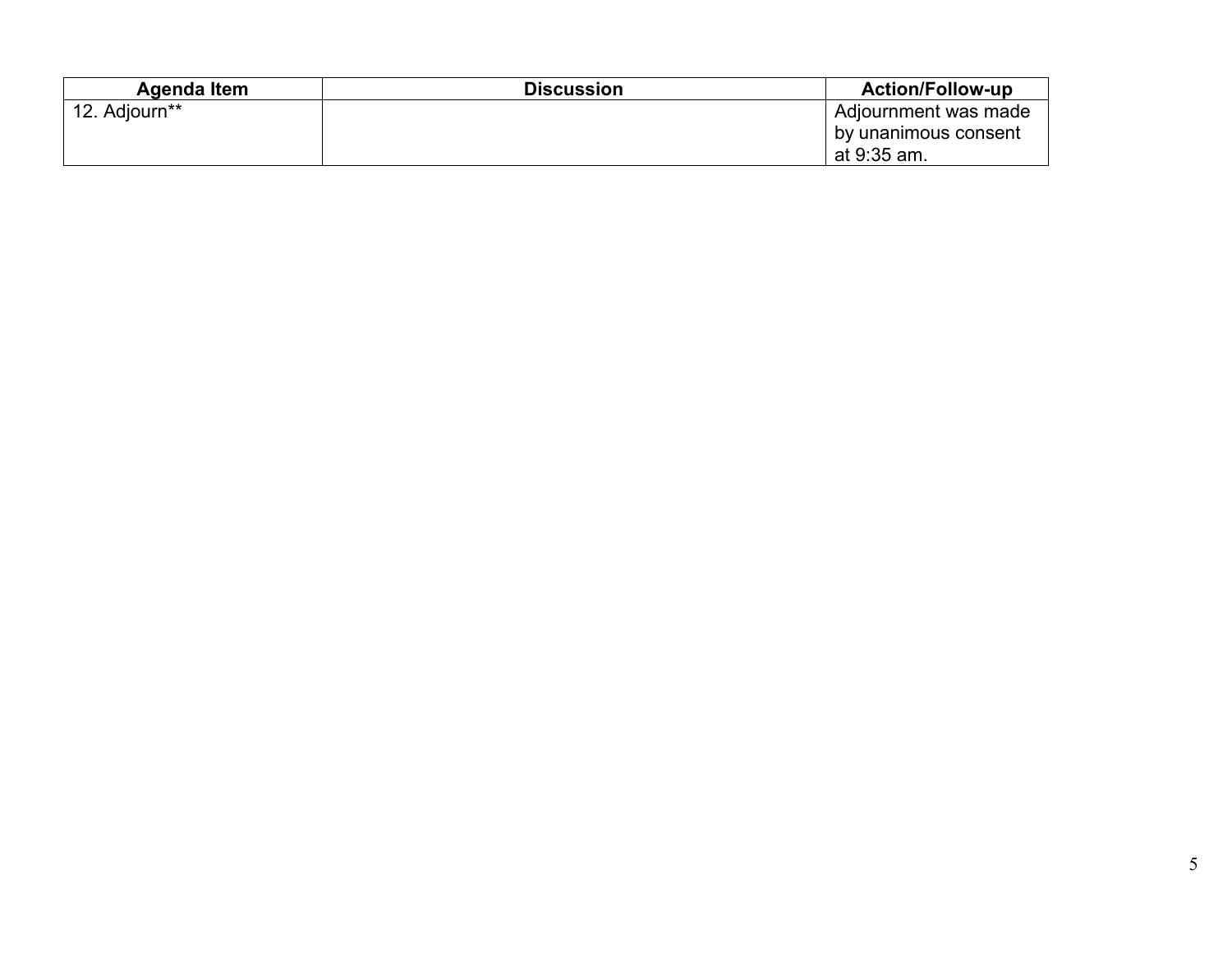| Agenda Item | Discussion | Action/Follow-up |
| --- | --- | --- |
| 12. Adjourn** | | Adjournment was made by unanimous consent at 9:35 am. |